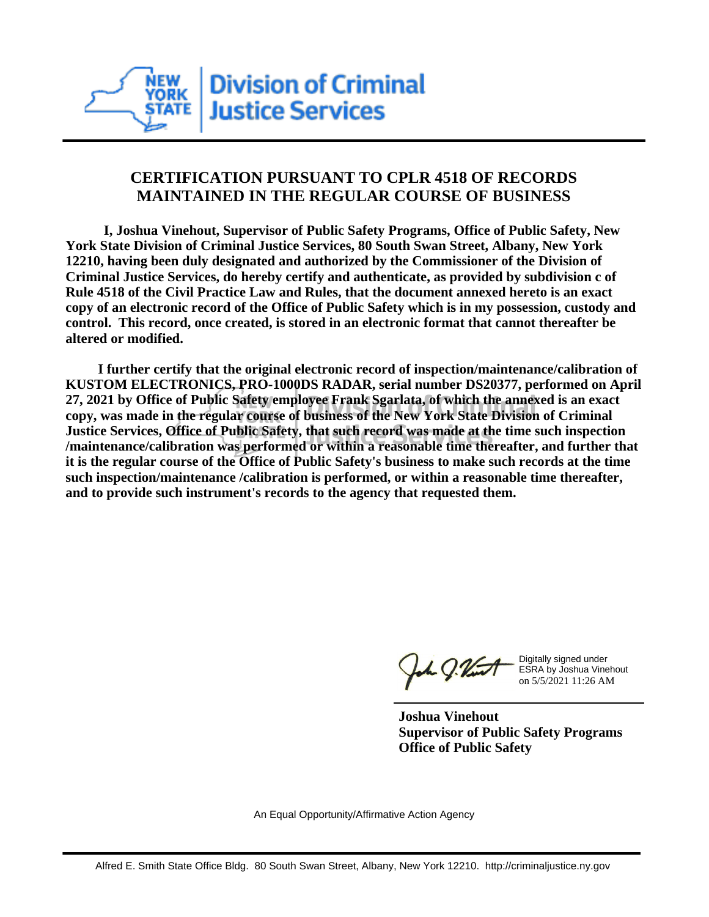NEW YORK STATE | Division of Criminal Justice Services

## CERTIFICATION PURSUANT TO CPLR 4518 OF RECORDS MAINTAINED IN THE REGULAR COURSE OF BUSINESS

**I, Joshua Vinehout, Supervisor of Public Safety Programs, Office of Public Safety, New York State Division of Criminal Justice Services, 80 South Swan Street, Albany, New York 12210, having been duly designated and authorized by the Commissioner of the Division of Criminal Justice Services, do hereby certify and authenticate, as provided by subdivision c of Rule 4518 of the Civil Practice Law and Rules, that the document annexed hereto is an exact copy of an electronic record of the Office of Public Safety which is in my possession, custody and control. This record, once created, is stored in an electronic format that cannot thereafter be altered or modified.**

**I further certify that the original electronic record of inspection/maintenance/calibration of KUSTOM ELECTRONICS, PRO-1000DS RADAR, serial number DS20377, performed on April 27, 2021 by Office of Public Safety employee Frank Sgarlata, of which the annexed is an exact copy, was made in the regular course of business of the New York State Division of Criminal Justice Services, Office of Public Safety, that such record was made at the time such inspection /maintenance/calibration was performed or within a reasonable time thereafter, and further that it is the regular course of the Office of Public Safety's business to make such records at the time such inspection/maintenance /calibration is performed, or within a reasonable time thereafter, and to provide such instrument's records to the agency that requested them.**

Digitally signed under ESRA by Joshua Vinehout on 5/5/2021 11:26 AM

**Joshua Vinehout**
**Supervisor of Public Safety Programs**
**Office of Public Safety**

An Equal Opportunity/Affirmative Action Agency

Alfred E. Smith State Office Bldg. 80 South Swan Street, Albany, New York 12210. http://criminaljustice.ny.gov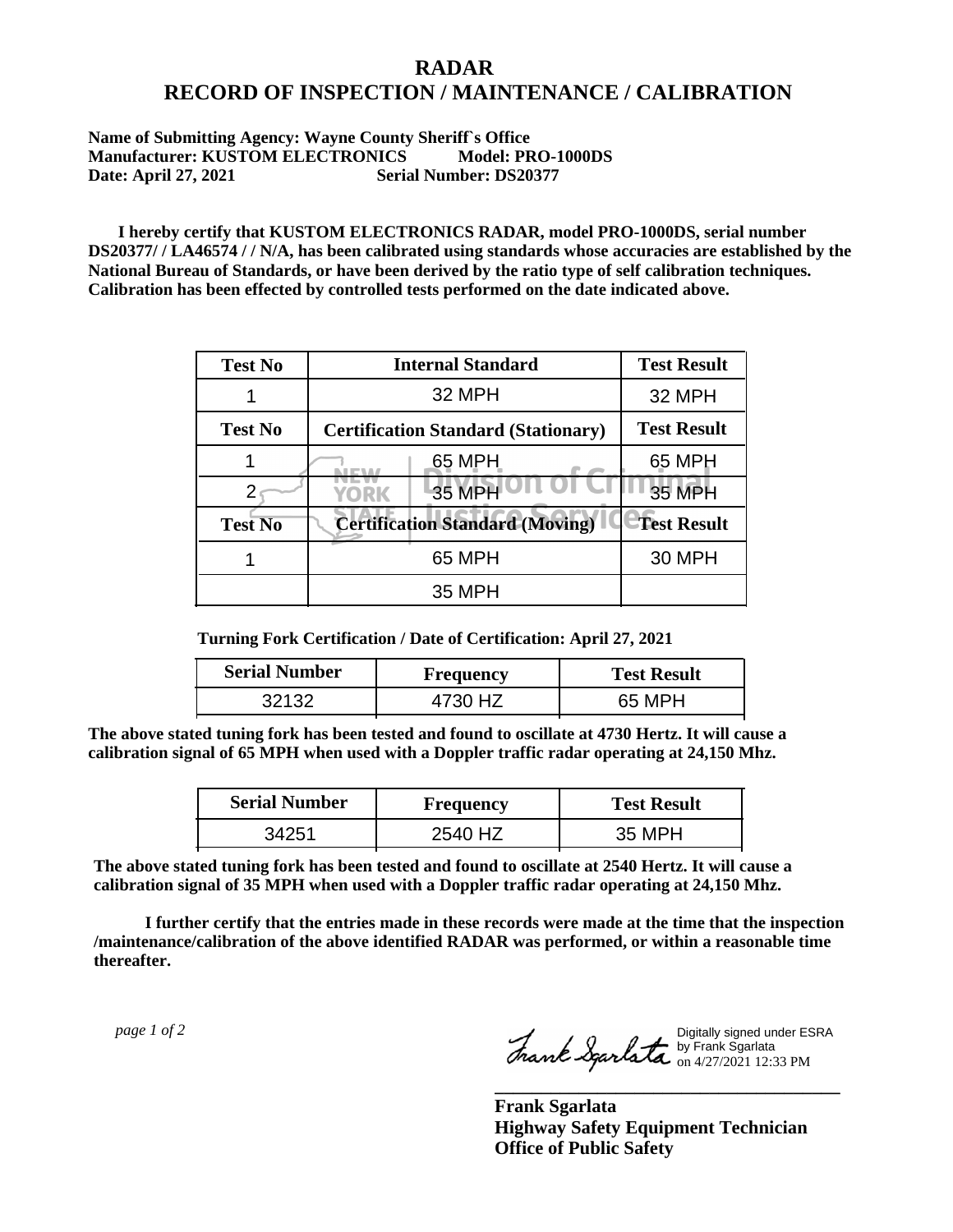# RADAR
# RECORD OF INSPECTION / MAINTENANCE / CALIBRATION

**Name of Submitting Agency: Wayne County Sheriff`s Office**
**Manufacturer: KUSTOM ELECTRONICS Model: PRO-1000DS**
**Date: April 27, 2021 Serial Number: DS20377**

**I hereby certify that KUSTOM ELECTRONICS RADAR, model PRO-1000DS, serial number DS20377/ / LA46574 / / N/A, has been calibrated using standards whose accuracies are established by the National Bureau of Standards, or have been derived by the ratio type of self calibration techniques. Calibration has been effected by controlled tests performed on the date indicated above.**

| Test No | Internal Standard | Test Result |
|---|---|---|
| 1 | 32 MPH | 32 MPH |
| **Test No** | **Certification Standard (Stationary)** | **Test Result** |
| 1 | 65 MPH | 65 MPH |
| 2 | 35 MPH | 35 MPH |
| **Test No** | **Certification Standard (Moving)** | **Test Result** |
| 1 | 65 MPH | 30 MPH |
| | 35 MPH | |

**Turning Fork Certification / Date of Certification: April 27, 2021**

| Serial Number | Frequency | Test Result |
|---|---|---|
| 32132 | 4730 HZ | 65 MPH |

**The above stated tuning fork has been tested and found to oscillate at 4730 Hertz. It will cause a calibration signal of 65 MPH when used with a Doppler traffic radar operating at 24,150 Mhz.**

| Serial Number | Frequency | Test Result |
|---|---|---|
| 34251 | 2540 HZ | 35 MPH |

**The above stated tuning fork has been tested and found to oscillate at 2540 Hertz. It will cause a calibration signal of 35 MPH when used with a Doppler traffic radar operating at 24,150 Mhz.**

**I further certify that the entries made in these records were made at the time that the inspection /maintenance/calibration of the above identified RADAR was performed, or within a reasonable time thereafter.**

*page 1 of 2*

Digitally signed under ESRA by Frank Sgarlata on 4/27/2021 12:33 PM

**Frank Sgarlata**
**Highway Safety Equipment Technician**
**Office of Public Safety**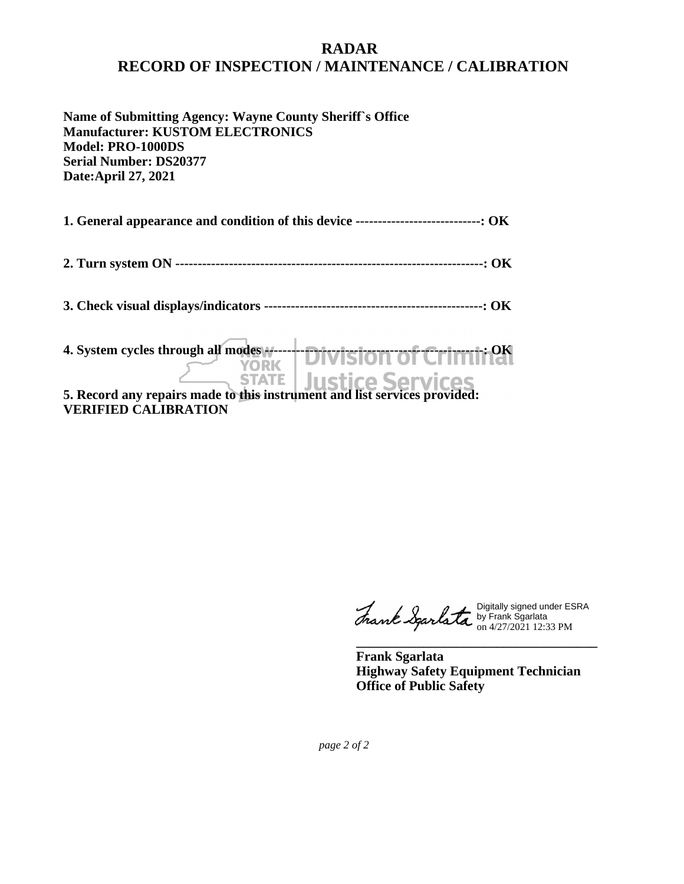# RADAR
# RECORD OF INSPECTION / MAINTENANCE / CALIBRATION

**Name of Submitting Agency: Wayne County Sheriff`s Office**
**Manufacturer: KUSTOM ELECTRONICS**
**Model: PRO-1000DS**
**Serial Number: DS20377**
**Date:April 27, 2021**

**1. General appearance and condition of this device ----------------------------: OK**

**2. Turn system ON ------------------------------------------------------------------: OK**

**3. Check visual displays/indicators -------------------------------------------------: OK**

**4. System cycles through all modes -----------------------------------------------: OK**

**5. Record any repairs made to this instrument and list services provided:**
**VERIFIED CALIBRATION**

Digitally signed under ESRA by Frank Sgarlata on 4/27/2021 12:33 PM

**Frank Sgarlata**
**Highway Safety Equipment Technician**
**Office of Public Safety**